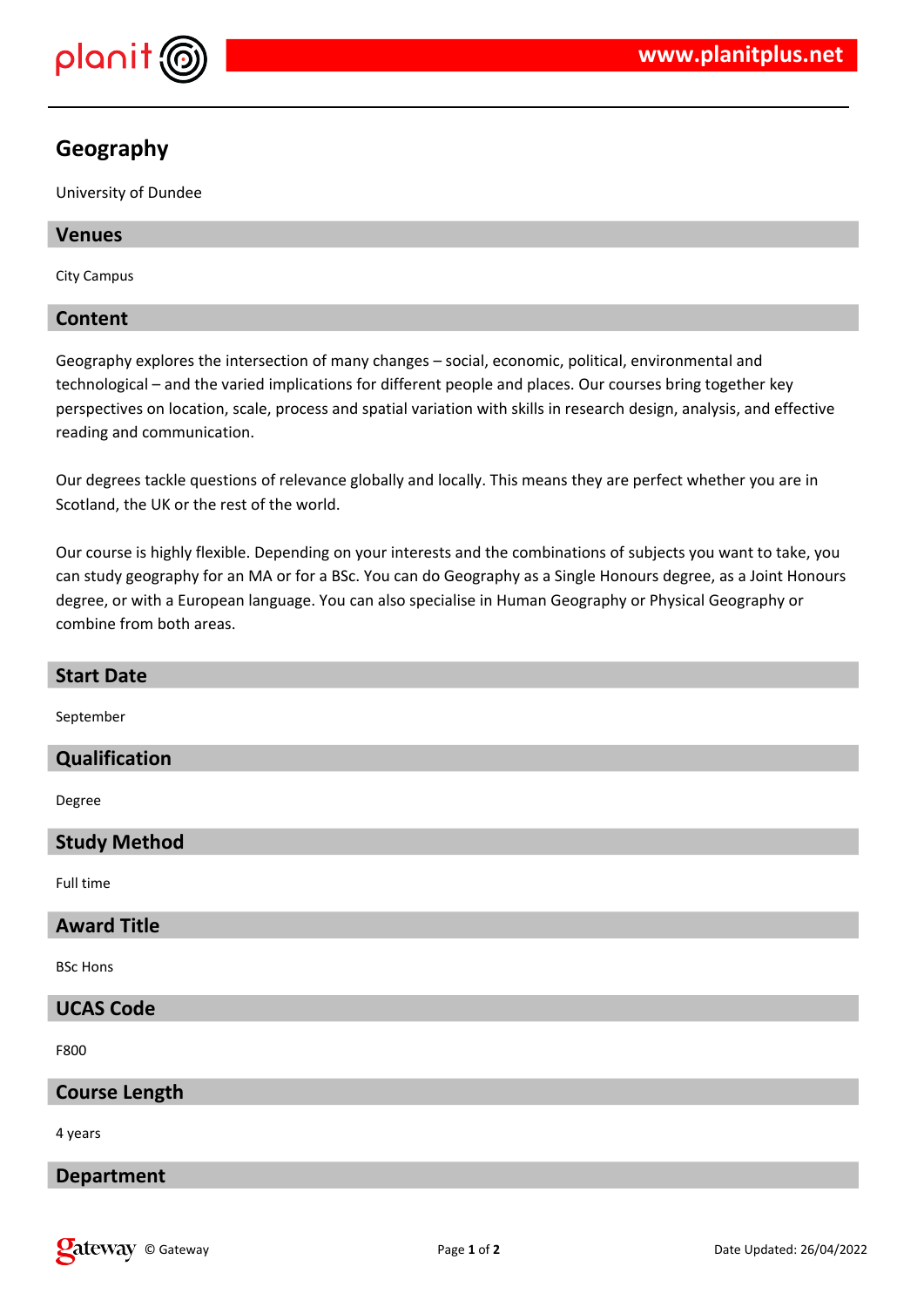# Geography

University of Dundee

## Venues

City Campus

## Content

Geography explores the intersection of many changes – social, economic, political, environmental and technological – and the varied implications for different people and places. Our courses bring together key perspectives on location, scale, process and spatial variation with skills in research design, analysis, and effective reading and communication.

Our degrees tackle questions of relevance globally and locally. This means they are perfect whether you are in Scotland, the UK or the rest of the world.

Our course is highly flexible. Depending on your interests and the combinations of subjects you want to take, you can study geography for an MA or for a BSc. You can do Geography as a Single Honours degree, as a Joint Honours degree, or with a European language. You can also specialise in Human Geography or Physical Geography or combine from both areas.

## Start Date

September

## Qualification

Degree

## Study Method

Full time

## Award Title

BSc Hons

## UCAS Code

F800

## Course Length

4 years

## Department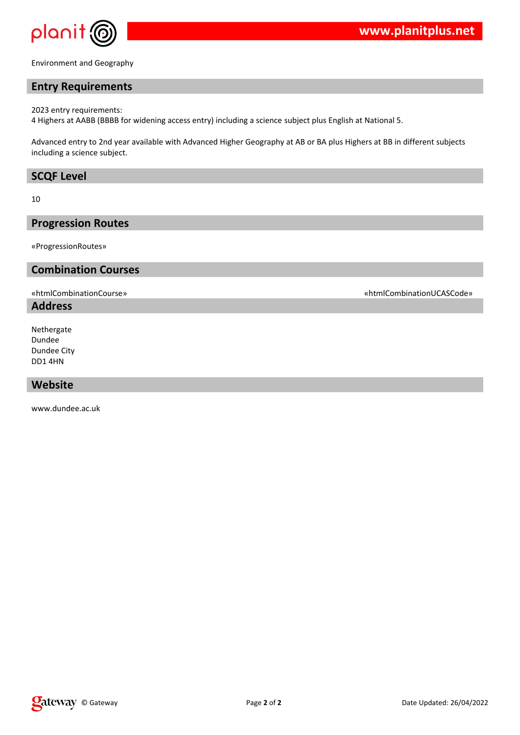Environment and Geography

## Entry Requirements

2023 entry requirements:
4 Highers at AABB (BBBB for widening access entry) including a science subject plus English at National 5.

Advanced entry to 2nd year available with Advanced Higher Geography at AB or BA plus Highers at BB in different subjects including a science subject.

## SCQF Level

10

## Progression Routes

«ProgressionRoutes»

## Combination Courses

«htmlCombinationCourse» «htmlCombinationUCASCode»

## Address

Nethergate
Dundee
Dundee City
DD1 4HN

## Website

www.dundee.ac.uk